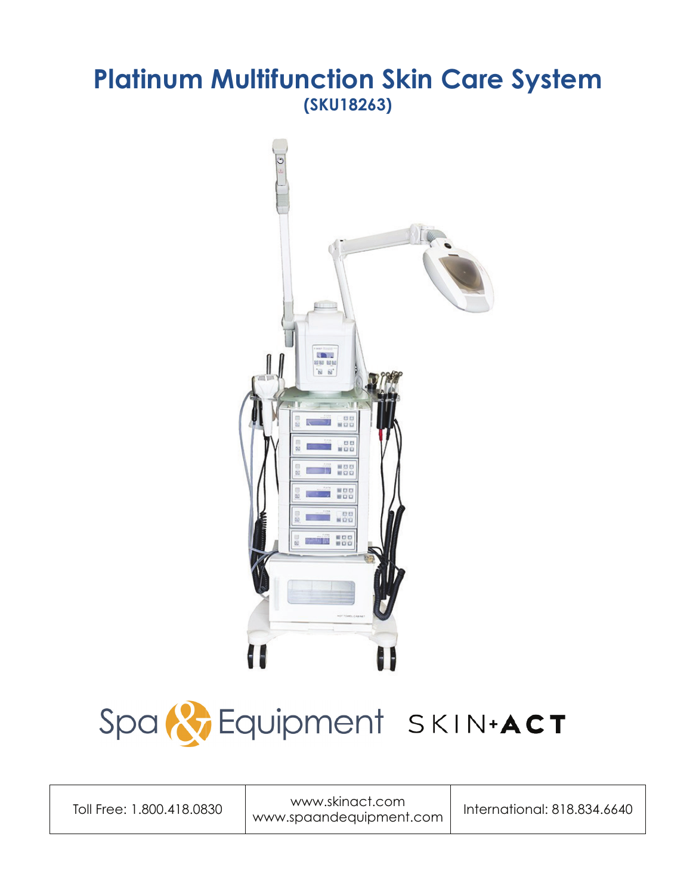# Platinum Multifunction Skin Care System

**(SKU18263)**

Spa & Equipment SKIN+ACT

| Toll Free: 1.800.418.0830 | www.skinact.com www.spaandequipment.com | International: 818.834.6640 |
|---|---|---|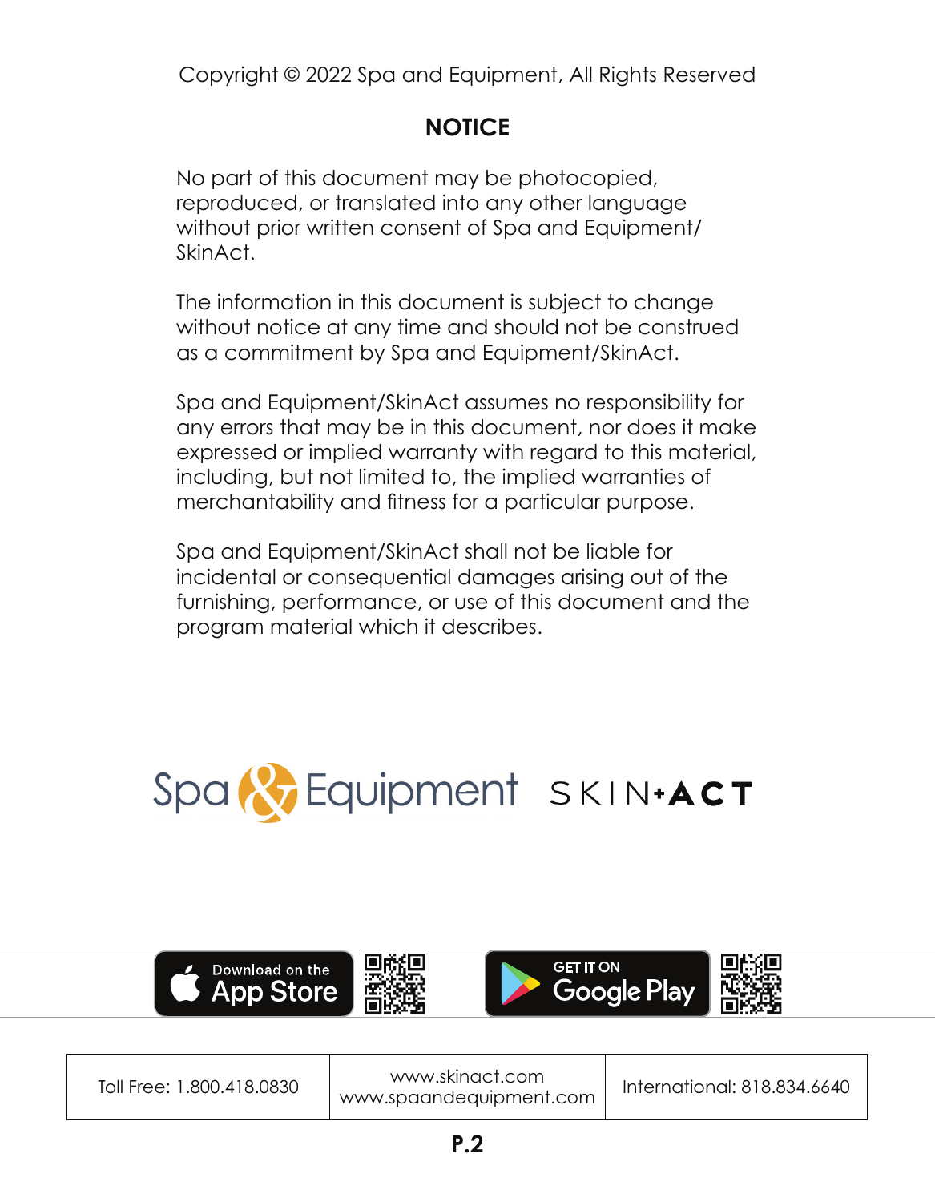Copyright © 2022 Spa and Equipment, All Rights Reserved

## NOTICE

No part of this document may be photocopied, reproduced, or translated into any other language without prior written consent of Spa and Equipment/ SkinAct.

The information in this document is subject to change without notice at any time and should not be construed as a commitment by Spa and Equipment/SkinAct.

Spa and Equipment/SkinAct assumes no responsibility for any errors that may be in this document, nor does it make expressed or implied warranty with regard to this material, including, but not limited to, the implied warranties of merchantability and fitness for a particular purpose.

Spa and Equipment/SkinAct shall not be liable for incidental or consequential damages arising out of the furnishing, performance, or use of this document and the program material which it describes.

Spa & Equipment SKIN+ACT

Download on the App Store

GET IT ON Google Play

| Toll Free: 1.800.418.0830 | www.skinact.com<br>www.spaandequipment.com | International: 818.834.6640 |
|---|---|---|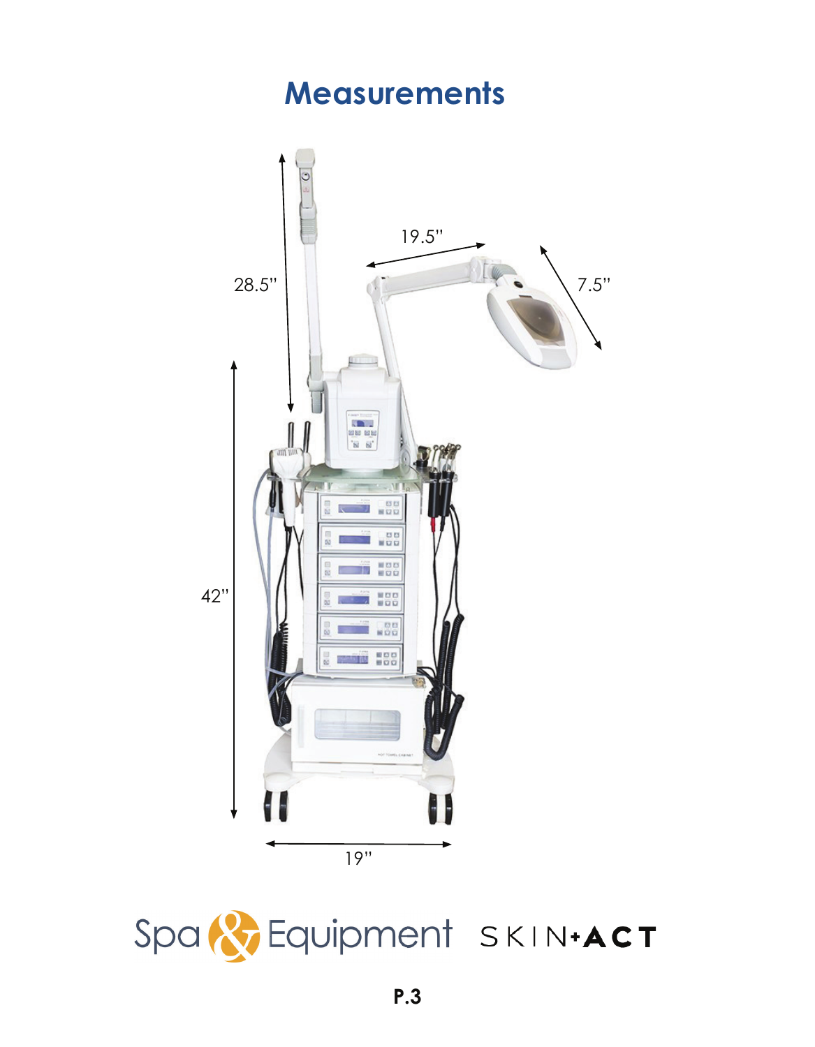# Measurements

28.5"

19.5"

7.5"

42"

19"

Spa & Equipment SKIN+ACT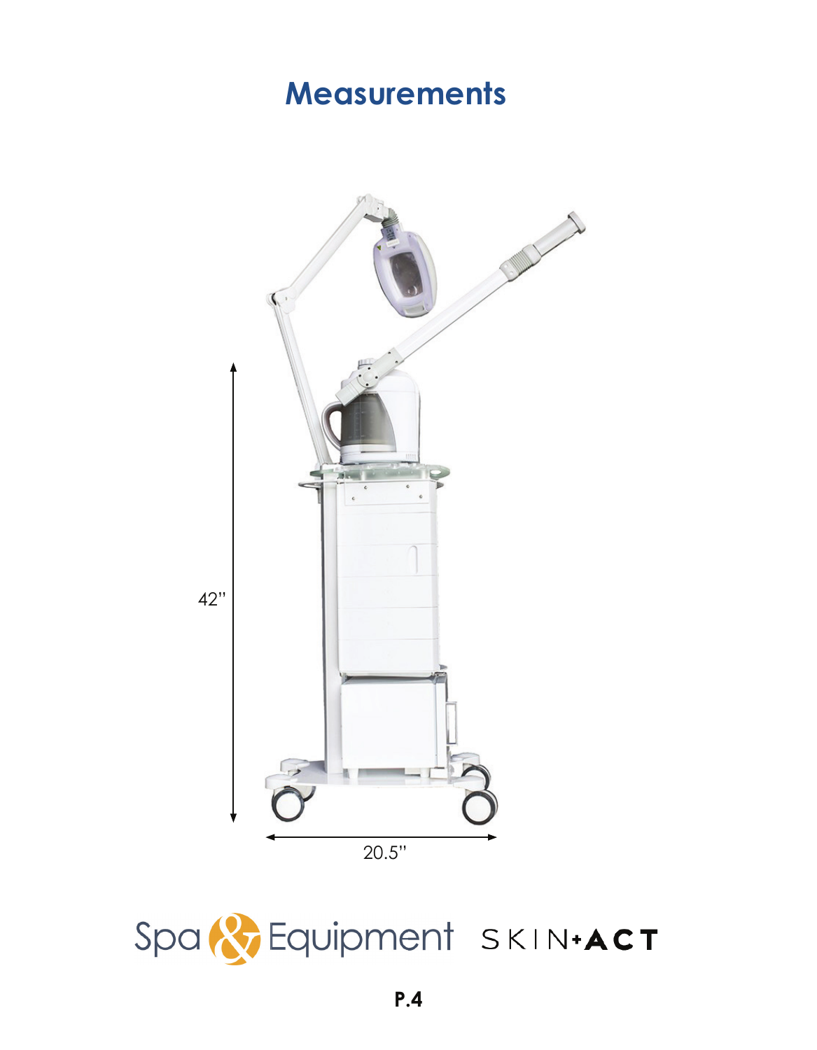# Measurements

42"

20.5"

Spa & Equipment SKIN+ACT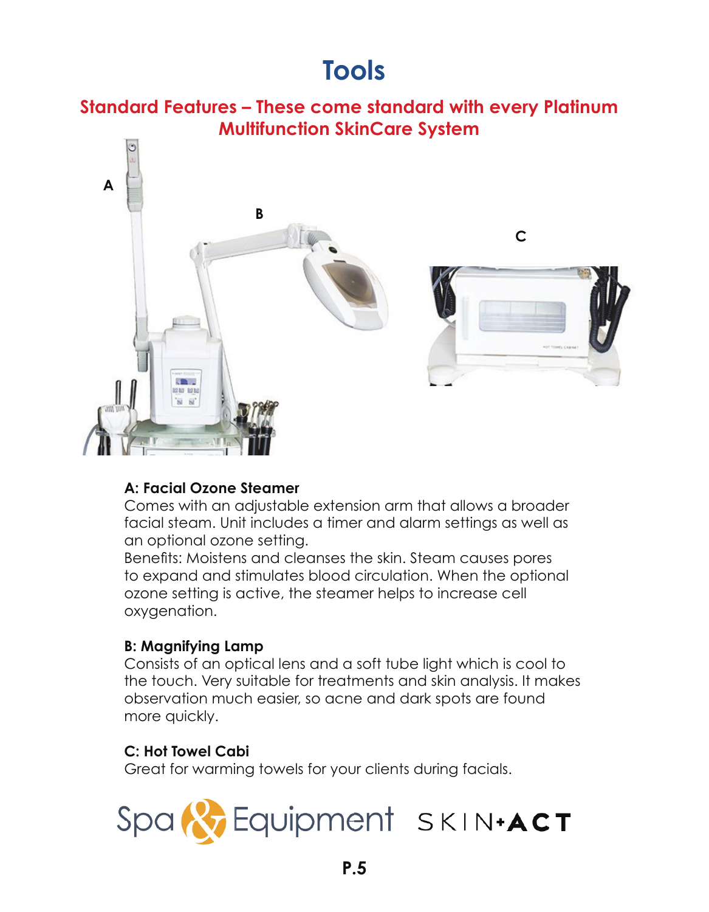# Tools

## Standard Features – These come standard with every Platinum Multifunction SkinCare System

**A: Facial Ozone Steamer**
Comes with an adjustable extension arm that allows a broader facial steam. Unit includes a timer and alarm settings as well as an optional ozone setting.
Benefits: Moistens and cleanses the skin. Steam causes pores to expand and stimulates blood circulation. When the optional ozone setting is active, the steamer helps to increase cell oxygenation.

**B: Magnifying Lamp**
Consists of an optical lens and a soft tube light which is cool to the touch. Very suitable for treatments and skin analysis. It makes observation much easier, so acne and dark spots are found more quickly.

**C: Hot Towel Cabi**
Great for warming towels for your clients during facials.

Spa & Equipment SKIN+ACT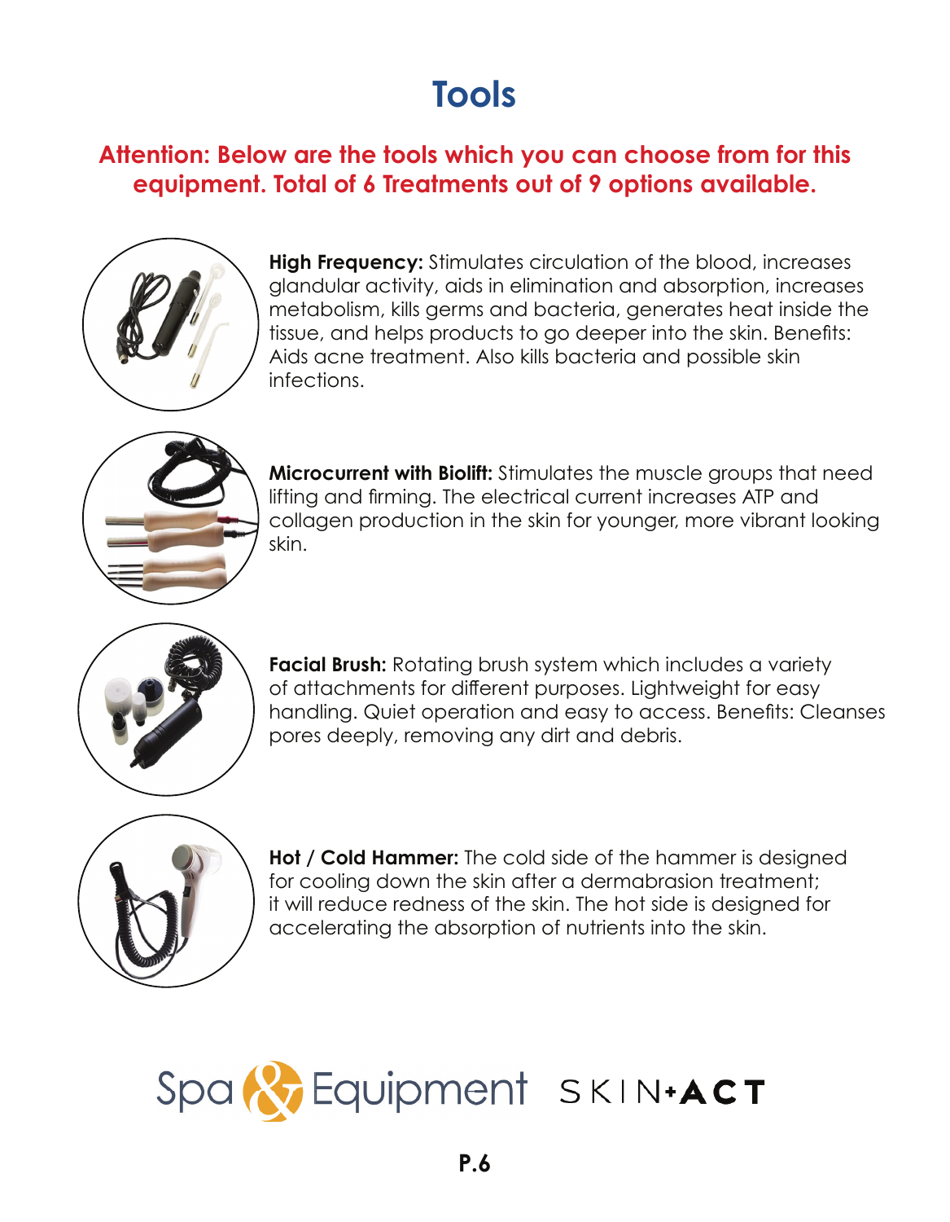# Tools

**Attention: Below are the tools which you can choose from for this equipment. Total of 6 Treatments out of 9 options available.**

**High Frequency:** Stimulates circulation of the blood, increases glandular activity, aids in elimination and absorption, increases metabolism, kills germs and bacteria, generates heat inside the tissue, and helps products to go deeper into the skin. Benefits: Aids acne treatment. Also kills bacteria and possible skin infections.

**Microcurrent with Biolift:** Stimulates the muscle groups that need lifting and firming. The electrical current increases ATP and collagen production in the skin for younger, more vibrant looking skin.

**Facial Brush:** Rotating brush system which includes a variety of attachments for different purposes. Lightweight for easy handling. Quiet operation and easy to access. Benefits: Cleanses pores deeply, removing any dirt and debris.

**Hot / Cold Hammer:** The cold side of the hammer is designed for cooling down the skin after a dermabrasion treatment; it will reduce redness of the skin. The hot side is designed for accelerating the absorption of nutrients into the skin.

Spa & Equipment SKIN+ACT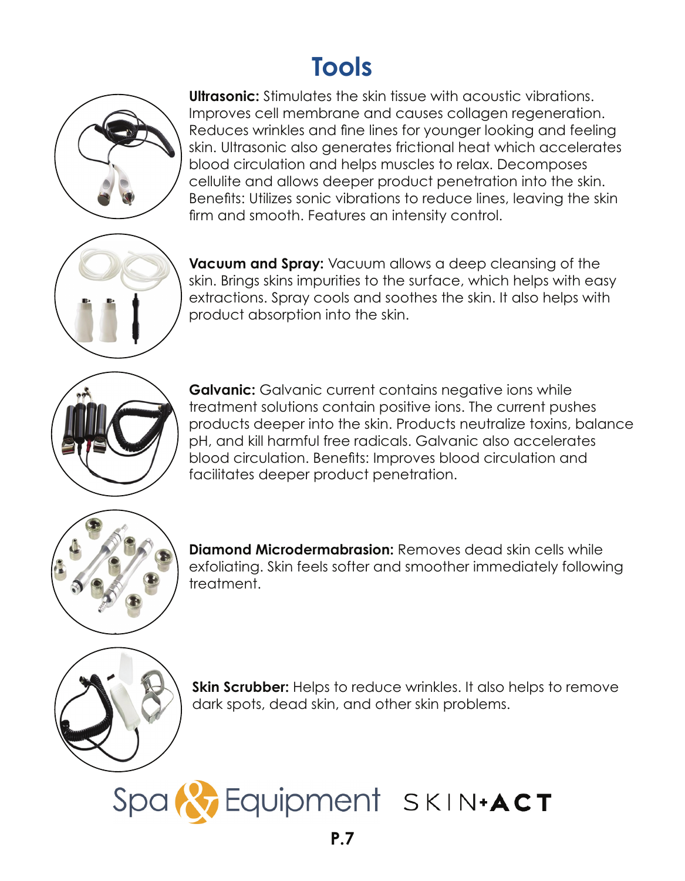# Tools

**Ultrasonic:** Stimulates the skin tissue with acoustic vibrations. Improves cell membrane and causes collagen regeneration. Reduces wrinkles and fine lines for younger looking and feeling skin. Ultrasonic also generates frictional heat which accelerates blood circulation and helps muscles to relax. Decomposes cellulite and allows deeper product penetration into the skin. Benefits: Utilizes sonic vibrations to reduce lines, leaving the skin firm and smooth. Features an intensity control.

**Vacuum and Spray:** Vacuum allows a deep cleansing of the skin. Brings skins impurities to the surface, which helps with easy extractions. Spray cools and soothes the skin. It also helps with product absorption into the skin.

**Galvanic:** Galvanic current contains negative ions while treatment solutions contain positive ions. The current pushes products deeper into the skin. Products neutralize toxins, balance pH, and kill harmful free radicals. Galvanic also accelerates blood circulation. Benefits: Improves blood circulation and facilitates deeper product penetration.

**Diamond Microdermabrasion:** Removes dead skin cells while exfoliating. Skin feels softer and smoother immediately following treatment.

**Skin Scrubber:** Helps to reduce wrinkles. It also helps to remove dark spots, dead skin, and other skin problems.

Spa & Equipment SKIN+ACT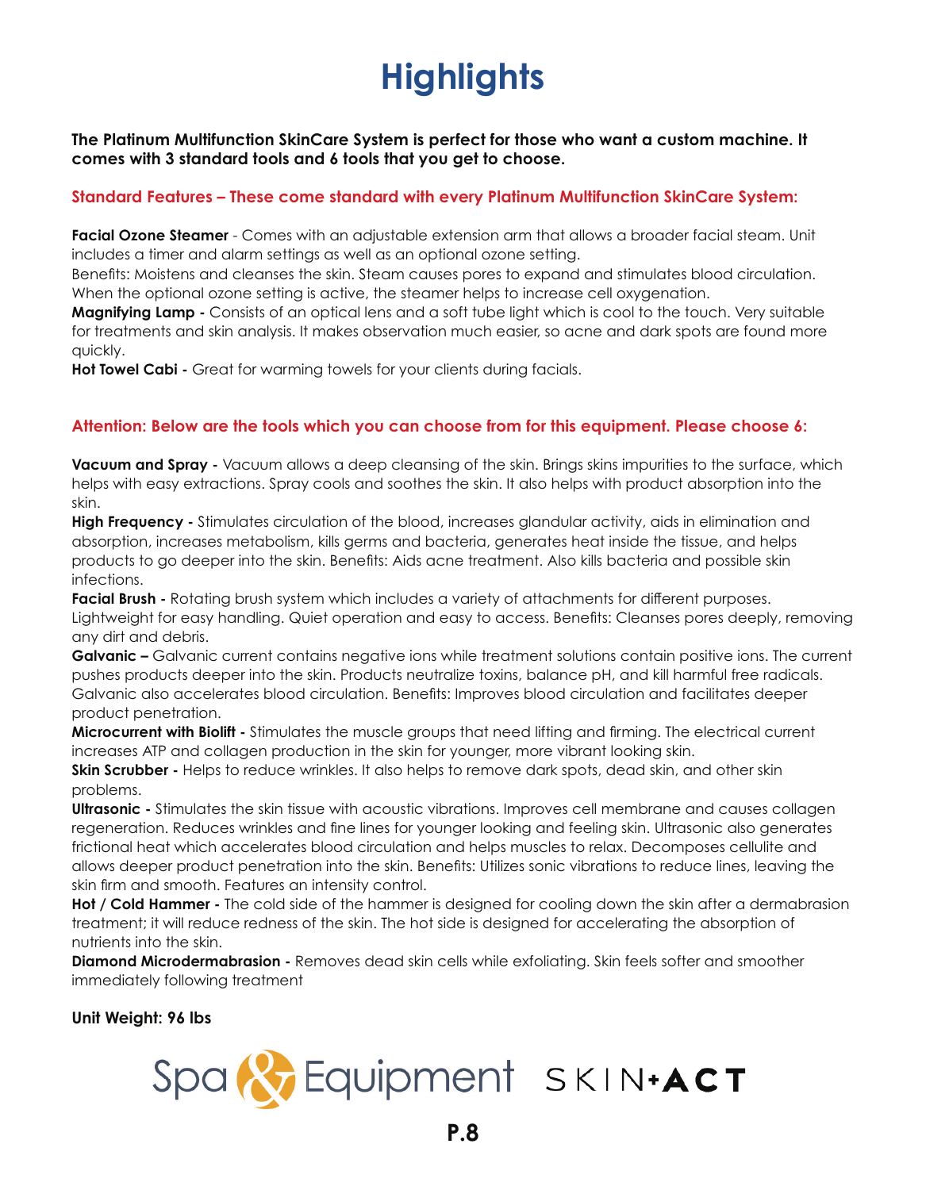# Highlights

**The Platinum Multifunction SkinCare System is perfect for those who want a custom machine. It comes with 3 standard tools and 6 tools that you get to choose.**

**Standard Features – These come standard with every Platinum Multifunction SkinCare System:**

**Facial Ozone Steamer** - Comes with an adjustable extension arm that allows a broader facial steam. Unit includes a timer and alarm settings as well as an optional ozone setting.
Benefits: Moistens and cleanses the skin. Steam causes pores to expand and stimulates blood circulation. When the optional ozone setting is active, the steamer helps to increase cell oxygenation.
**Magnifying Lamp -** Consists of an optical lens and a soft tube light which is cool to the touch. Very suitable for treatments and skin analysis. It makes observation much easier, so acne and dark spots are found more quickly.
**Hot Towel Cabi -** Great for warming towels for your clients during facials.

**Attention: Below are the tools which you can choose from for this equipment. Please choose 6:**

**Vacuum and Spray -** Vacuum allows a deep cleansing of the skin. Brings skins impurities to the surface, which helps with easy extractions. Spray cools and soothes the skin. It also helps with product absorption into the skin.
**High Frequency -** Stimulates circulation of the blood, increases glandular activity, aids in elimination and absorption, increases metabolism, kills germs and bacteria, generates heat inside the tissue, and helps products to go deeper into the skin. Benefits: Aids acne treatment. Also kills bacteria and possible skin infections.
**Facial Brush -** Rotating brush system which includes a variety of attachments for different purposes. Lightweight for easy handling. Quiet operation and easy to access. Benefits: Cleanses pores deeply, removing any dirt and debris.
**Galvanic –** Galvanic current contains negative ions while treatment solutions contain positive ions. The current pushes products deeper into the skin. Products neutralize toxins, balance pH, and kill harmful free radicals. Galvanic also accelerates blood circulation. Benefits: Improves blood circulation and facilitates deeper product penetration.
**Microcurrent with Biolift -** Stimulates the muscle groups that need lifting and firming. The electrical current increases ATP and collagen production in the skin for younger, more vibrant looking skin.
**Skin Scrubber -** Helps to reduce wrinkles. It also helps to remove dark spots, dead skin, and other skin problems.
**Ultrasonic -** Stimulates the skin tissue with acoustic vibrations. Improves cell membrane and causes collagen regeneration. Reduces wrinkles and fine lines for younger looking and feeling skin. Ultrasonic also generates frictional heat which accelerates blood circulation and helps muscles to relax. Decomposes cellulite and allows deeper product penetration into the skin. Benefits: Utilizes sonic vibrations to reduce lines, leaving the skin firm and smooth. Features an intensity control.
**Hot / Cold Hammer -** The cold side of the hammer is designed for cooling down the skin after a dermabrasion treatment; it will reduce redness of the skin. The hot side is designed for accelerating the absorption of nutrients into the skin.
**Diamond Microdermabrasion -** Removes dead skin cells while exfoliating. Skin feels softer and smoother immediately following treatment

**Unit Weight: 96 lbs**

Spa & Equipment SKIN+ACT